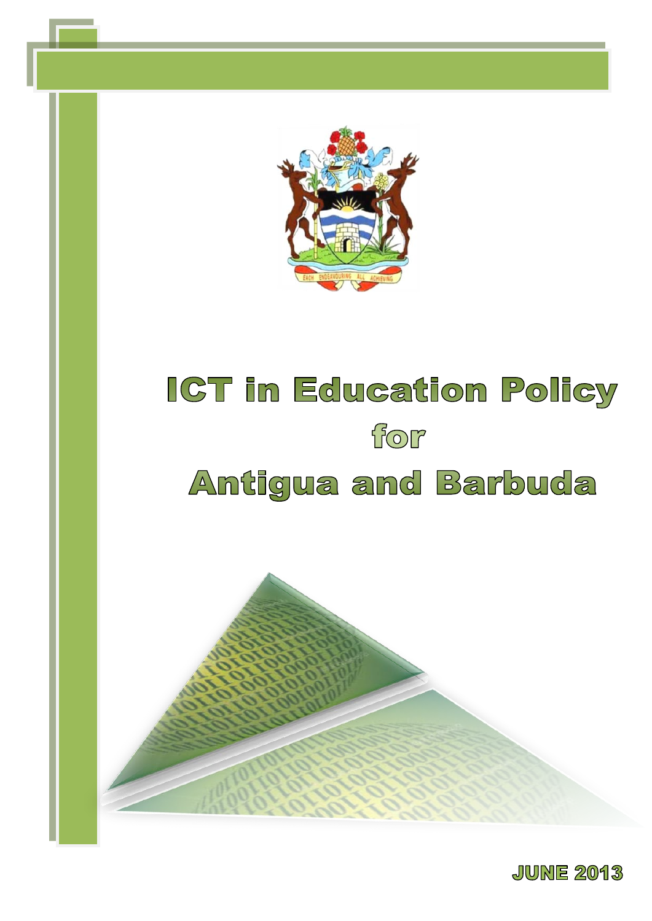# ICT in Education Policy for Antigua and Barbuda

JUNE 2013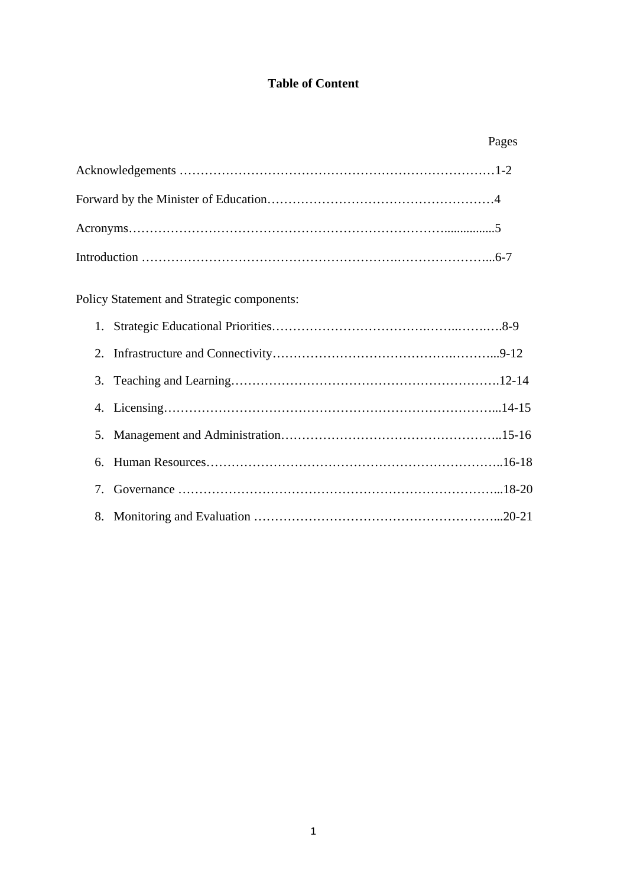# Table of Content

Pages

Acknowledgements …………………………………………………………………1-2

Forward by the Minister of Education……………………………………………4

Acronyms………………………………………………………………...............5

Introduction ……………………………………………….…………………...6-7

Policy Statement and Strategic components:

1. Strategic Educational Priorities……………………………….……..…….….8-9
2. Infrastructure and Connectivity……………………………………….………...9-12
3. Teaching and Learning……………………………………………………….12-14
4. Licensing……………………………………………….…………………...14-15
5. Management and Administration……………………………………………..15-16
6. Human Resources……………………………………………………………..16-18
7. Governance ………………………………………………………………...18-20
8. Monitoring and Evaluation …………………………………………………...20-21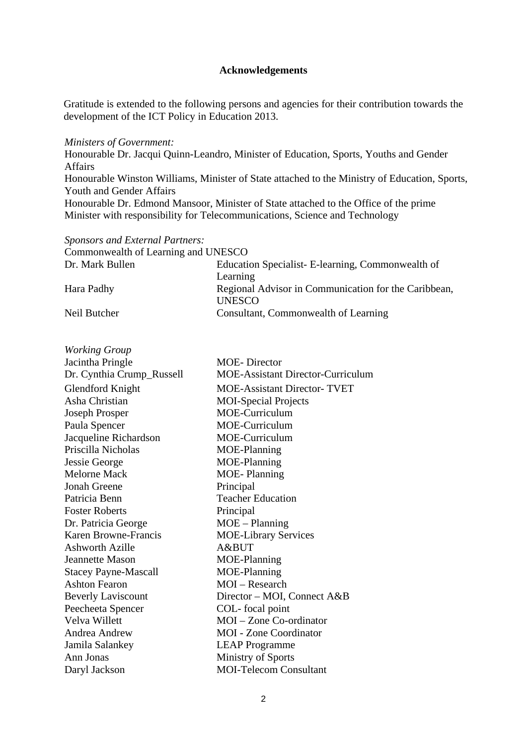# Acknowledgements

Gratitude is extended to the following persons and agencies for their contribution towards the development of the ICT Policy in Education 2013.

*Ministers of Government:*

Honourable Dr. Jacqui Quinn-Leandro, Minister of Education, Sports, Youths and Gender Affairs

Honourable Winston Williams, Minister of State attached to the Ministry of Education, Sports, Youth and Gender Affairs

Honourable Dr. Edmond Mansoor, Minister of State attached to the Office of the prime Minister with responsibility for Telecommunications, Science and Technology

*Sponsors and External Partners:*

Commonwealth of Learning and UNESCO

| | |
|---|---|
| Dr. Mark Bullen | Education Specialist- E-learning, Commonwealth of Learning |
| Hara Padhy | Regional Advisor in Communication for the Caribbean, UNESCO |
| Neil Butcher | Consultant, Commonwealth of Learning |

*Working Group*

| | |
|---|---|
| Jacintha Pringle | MOE- Director |
| Dr. Cynthia Crump_Russell | MOE-Assistant Director-Curriculum |
| Glendford Knight | MOE-Assistant Director- TVET |
| Asha Christian | MOI-Special Projects |
| Joseph Prosper | MOE-Curriculum |
| Paula Spencer | MOE-Curriculum |
| Jacqueline Richardson | MOE-Curriculum |
| Priscilla Nicholas | MOE-Planning |
| Jessie George | MOE-Planning |
| Melorne Mack | MOE- Planning |
| Jonah Greene | Principal |
| Patricia Benn | Teacher Education |
| Foster Roberts | Principal |
| Dr. Patricia George | MOE – Planning |
| Karen Browne-Francis | MOE-Library Services |
| Ashworth Azille | A&BUT |
| Jeannette Mason | MOE-Planning |
| Stacey Payne-Mascall | MOE-Planning |
| Ashton Fearon | MOI – Research |
| Beverly Laviscount | Director – MOI, Connect A&B |
| Peecheeta Spencer | COL- focal point |
| Velva Willett | MOI – Zone Co-ordinator |
| Andrea Andrew | MOI - Zone Coordinator |
| Jamila Salankey | LEAP Programme |
| Ann Jonas | Ministry of Sports |
| Daryl Jackson | MOI-Telecom Consultant |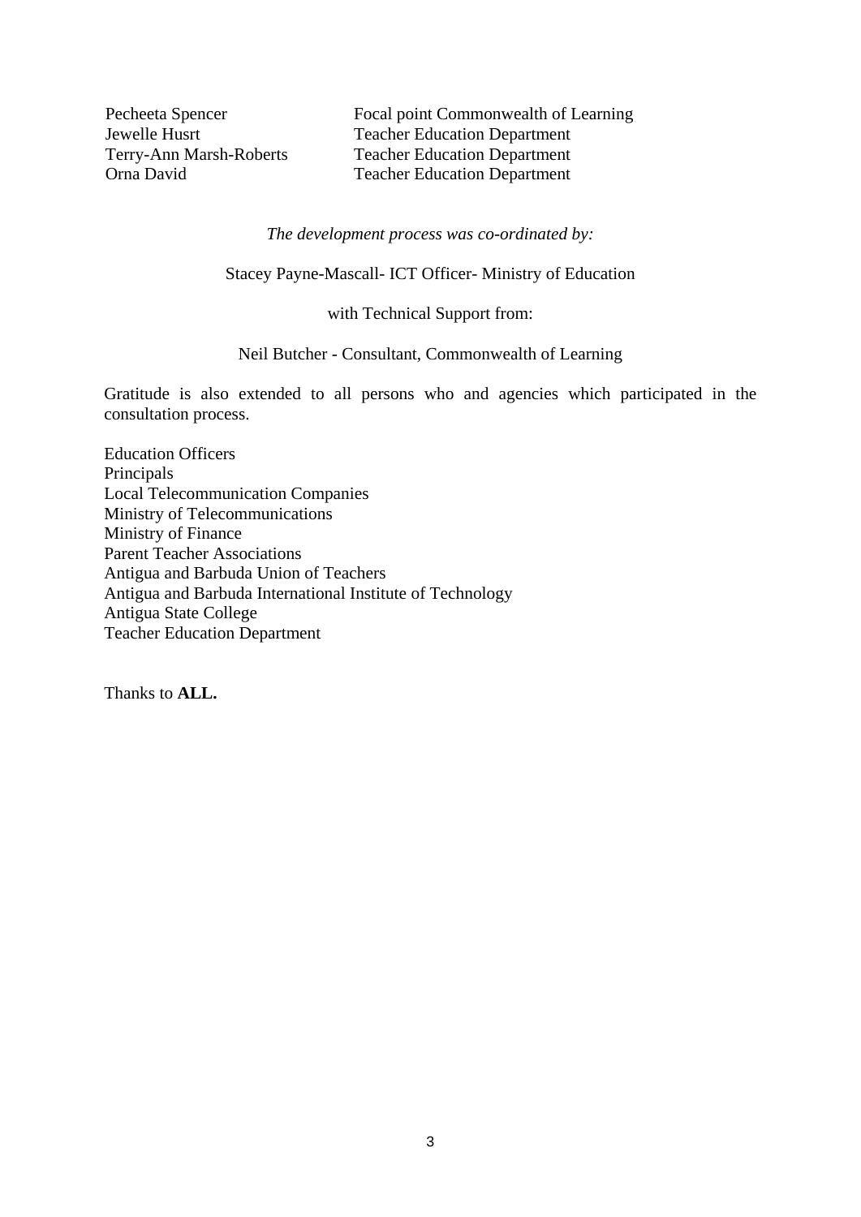| | |
|---|---|
| Pecheeta Spencer | Focal point Commonwealth of Learning |
| Jewelle Husrt | Teacher Education Department |
| Terry-Ann Marsh-Roberts | Teacher Education Department |
| Orna David | Teacher Education Department |

*The development process was co-ordinated by:*

Stacey Payne-Mascall- ICT Officer- Ministry of Education

with Technical Support from:

Neil Butcher - Consultant, Commonwealth of Learning

Gratitude is also extended to all persons who and agencies which participated in the consultation process.

Education Officers
Principals
Local Telecommunication Companies
Ministry of Telecommunications
Ministry of Finance
Parent Teacher Associations
Antigua and Barbuda Union of Teachers
Antigua and Barbuda International Institute of Technology
Antigua State College
Teacher Education Department

Thanks to **ALL.**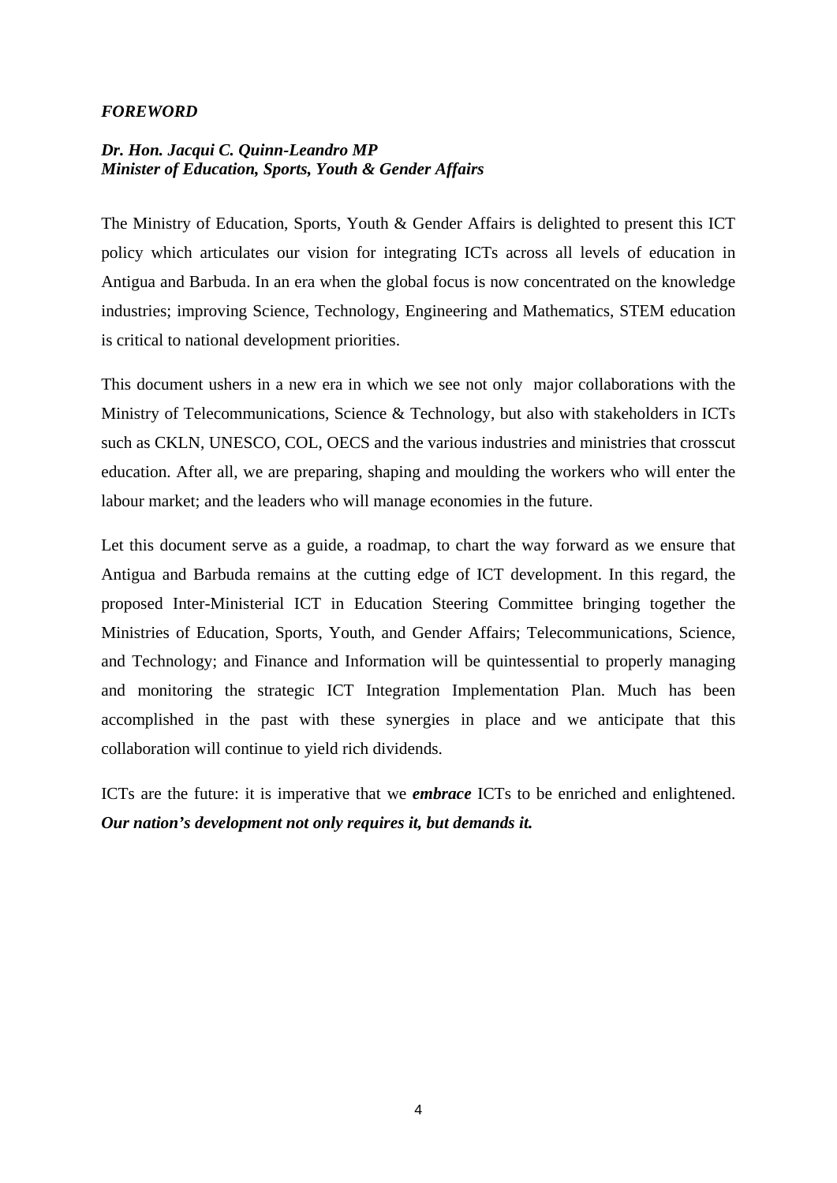## *FOREWORD*

***Dr. Hon. Jacqui C. Quinn-Leandro MP***
***Minister of Education, Sports, Youth & Gender Affairs***

The Ministry of Education, Sports, Youth & Gender Affairs is delighted to present this ICT policy which articulates our vision for integrating ICTs across all levels of education in Antigua and Barbuda. In an era when the global focus is now concentrated on the knowledge industries; improving Science, Technology, Engineering and Mathematics, STEM education is critical to national development priorities.

This document ushers in a new era in which we see not only major collaborations with the Ministry of Telecommunications, Science & Technology, but also with stakeholders in ICTs such as CKLN, UNESCO, COL, OECS and the various industries and ministries that crosscut education. After all, we are preparing, shaping and moulding the workers who will enter the labour market; and the leaders who will manage economies in the future.

Let this document serve as a guide, a roadmap, to chart the way forward as we ensure that Antigua and Barbuda remains at the cutting edge of ICT development. In this regard, the proposed Inter-Ministerial ICT in Education Steering Committee bringing together the Ministries of Education, Sports, Youth, and Gender Affairs; Telecommunications, Science, and Technology; and Finance and Information will be quintessential to properly managing and monitoring the strategic ICT Integration Implementation Plan. Much has been accomplished in the past with these synergies in place and we anticipate that this collaboration will continue to yield rich dividends.

ICTs are the future: it is imperative that we ***embrace*** ICTs to be enriched and enlightened. ***Our nation's development not only requires it, but demands it.***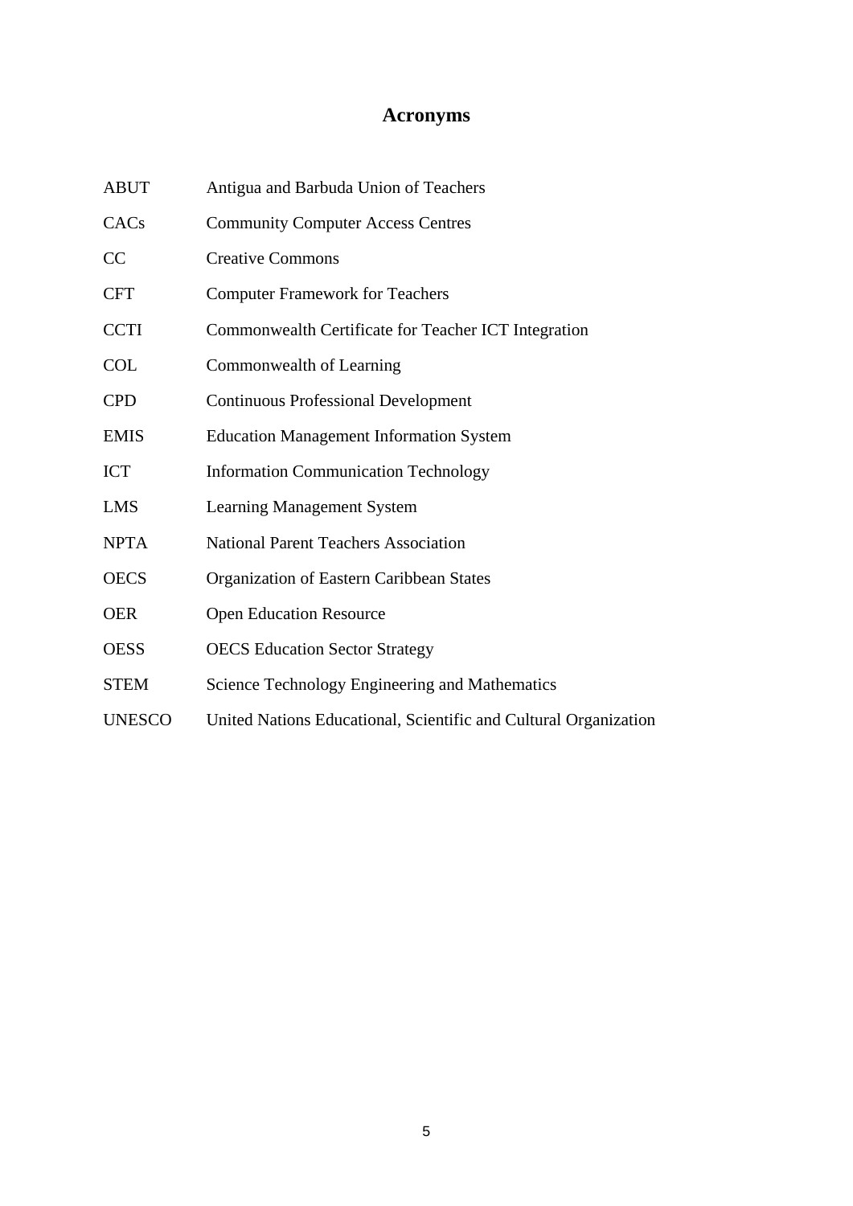# Acronyms

| | |
|---|---|
| ABUT | Antigua and Barbuda Union of Teachers |
| CACs | Community Computer Access Centres |
| CC | Creative Commons |
| CFT | Computer Framework for Teachers |
| CCTI | Commonwealth Certificate for Teacher ICT Integration |
| COL | Commonwealth of Learning |
| CPD | Continuous Professional Development |
| EMIS | Education Management Information System |
| ICT | Information Communication Technology |
| LMS | Learning Management System |
| NPTA | National Parent Teachers Association |
| OECS | Organization of Eastern Caribbean States |
| OER | Open Education Resource |
| OESS | OECS Education Sector Strategy |
| STEM | Science Technology Engineering and Mathematics |
| UNESCO | United Nations Educational, Scientific and Cultural Organization |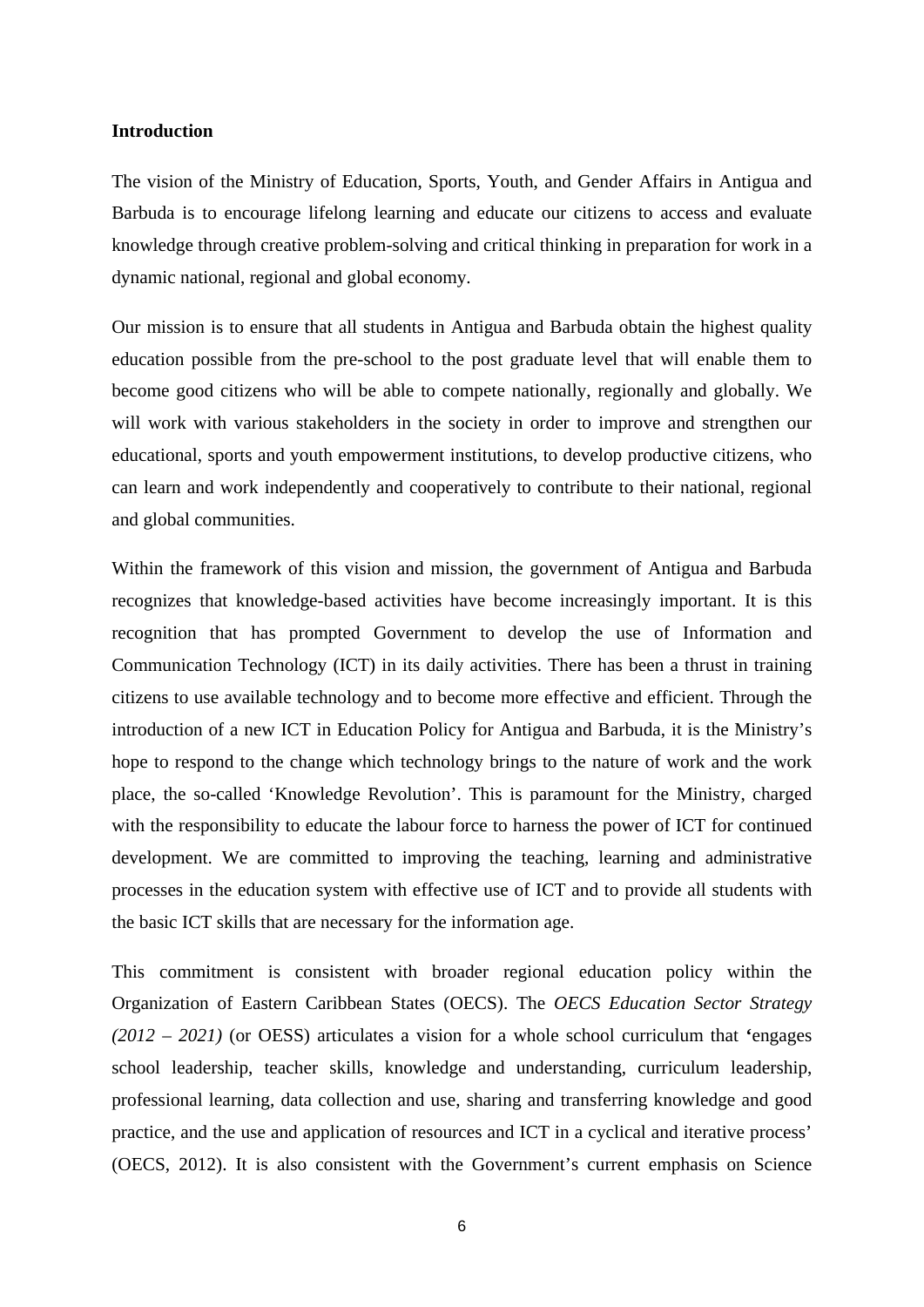**Introduction**

The vision of the Ministry of Education, Sports, Youth, and Gender Affairs in Antigua and Barbuda is to encourage lifelong learning and educate our citizens to access and evaluate knowledge through creative problem-solving and critical thinking in preparation for work in a dynamic national, regional and global economy.

Our mission is to ensure that all students in Antigua and Barbuda obtain the highest quality education possible from the pre-school to the post graduate level that will enable them to become good citizens who will be able to compete nationally, regionally and globally. We will work with various stakeholders in the society in order to improve and strengthen our educational, sports and youth empowerment institutions, to develop productive citizens, who can learn and work independently and cooperatively to contribute to their national, regional and global communities.

Within the framework of this vision and mission, the government of Antigua and Barbuda recognizes that knowledge-based activities have become increasingly important. It is this recognition that has prompted Government to develop the use of Information and Communication Technology (ICT) in its daily activities. There has been a thrust in training citizens to use available technology and to become more effective and efficient. Through the introduction of a new ICT in Education Policy for Antigua and Barbuda, it is the Ministry's hope to respond to the change which technology brings to the nature of work and the work place, the so-called 'Knowledge Revolution'. This is paramount for the Ministry, charged with the responsibility to educate the labour force to harness the power of ICT for continued development. We are committed to improving the teaching, learning and administrative processes in the education system with effective use of ICT and to provide all students with the basic ICT skills that are necessary for the information age.

This commitment is consistent with broader regional education policy within the Organization of Eastern Caribbean States (OECS). The *OECS Education Sector Strategy (2012 – 2021)* (or OESS) articulates a vision for a whole school curriculum that **'**engages school leadership, teacher skills, knowledge and understanding, curriculum leadership, professional learning, data collection and use, sharing and transferring knowledge and good practice, and the use and application of resources and ICT in a cyclical and iterative process' (OECS, 2012). It is also consistent with the Government's current emphasis on Science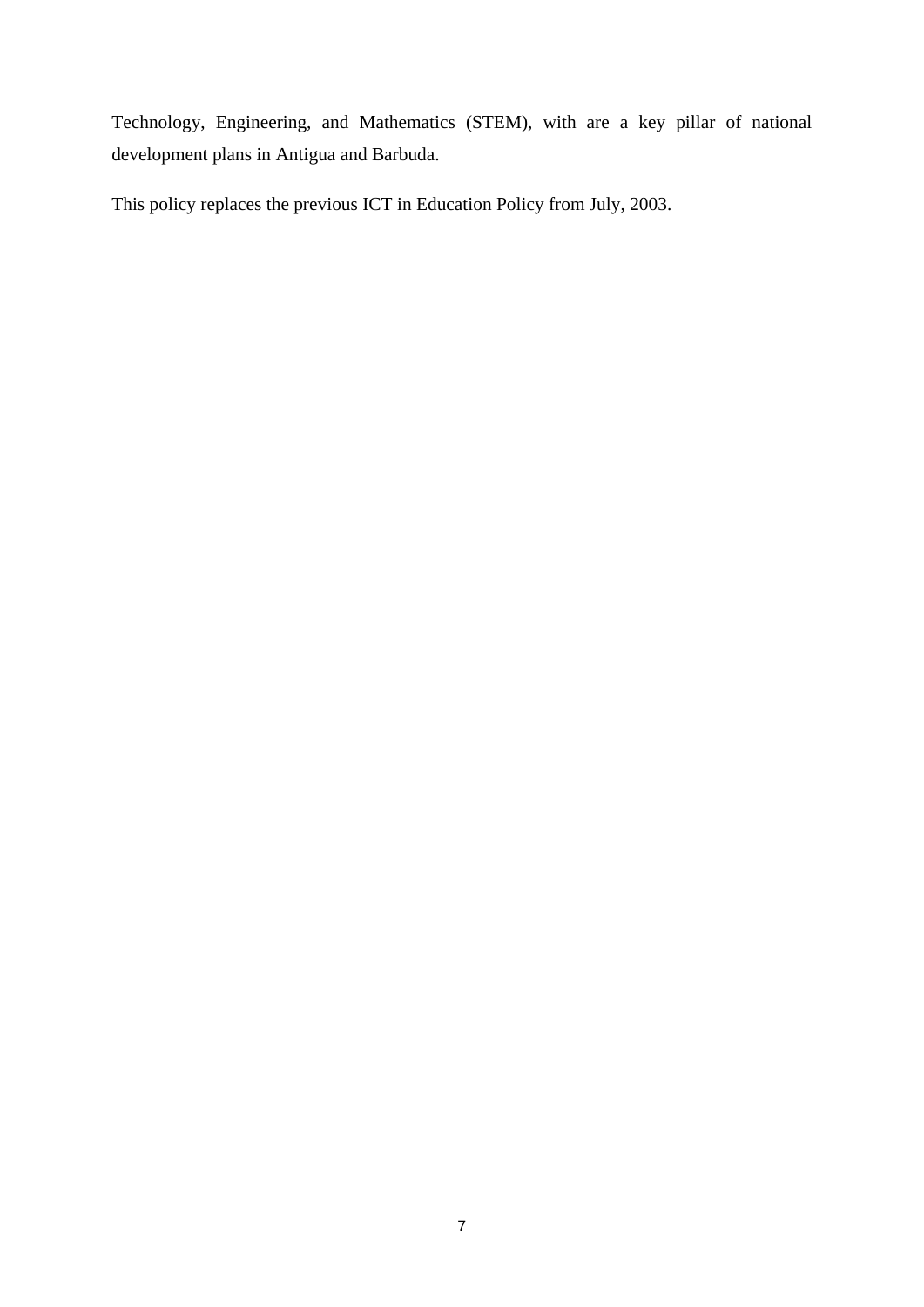Technology, Engineering, and Mathematics (STEM), with are a key pillar of national development plans in Antigua and Barbuda.

This policy replaces the previous ICT in Education Policy from July, 2003.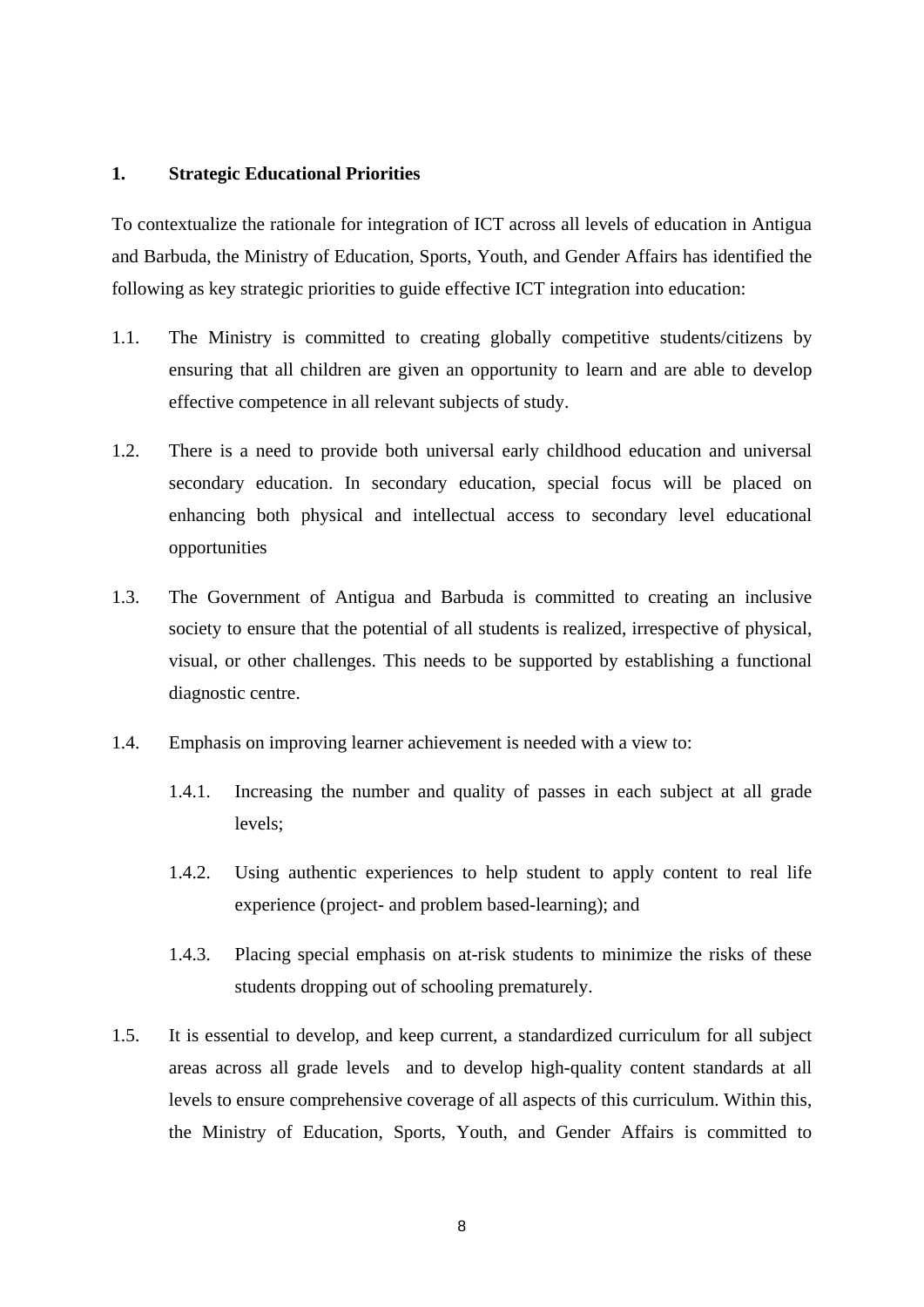## 1. Strategic Educational Priorities

To contextualize the rationale for integration of ICT across all levels of education in Antigua and Barbuda, the Ministry of Education, Sports, Youth, and Gender Affairs has identified the following as key strategic priorities to guide effective ICT integration into education:

1.1. The Ministry is committed to creating globally competitive students/citizens by ensuring that all children are given an opportunity to learn and are able to develop effective competence in all relevant subjects of study.

1.2. There is a need to provide both universal early childhood education and universal secondary education. In secondary education, special focus will be placed on enhancing both physical and intellectual access to secondary level educational opportunities

1.3. The Government of Antigua and Barbuda is committed to creating an inclusive society to ensure that the potential of all students is realized, irrespective of physical, visual, or other challenges. This needs to be supported by establishing a functional diagnostic centre.

1.4. Emphasis on improving learner achievement is needed with a view to:

   1.4.1. Increasing the number and quality of passes in each subject at all grade levels;

   1.4.2. Using authentic experiences to help student to apply content to real life experience (project- and problem based-learning); and

   1.4.3. Placing special emphasis on at-risk students to minimize the risks of these students dropping out of schooling prematurely.

1.5. It is essential to develop, and keep current, a standardized curriculum for all subject areas across all grade levels and to develop high-quality content standards at all levels to ensure comprehensive coverage of all aspects of this curriculum. Within this, the Ministry of Education, Sports, Youth, and Gender Affairs is committed to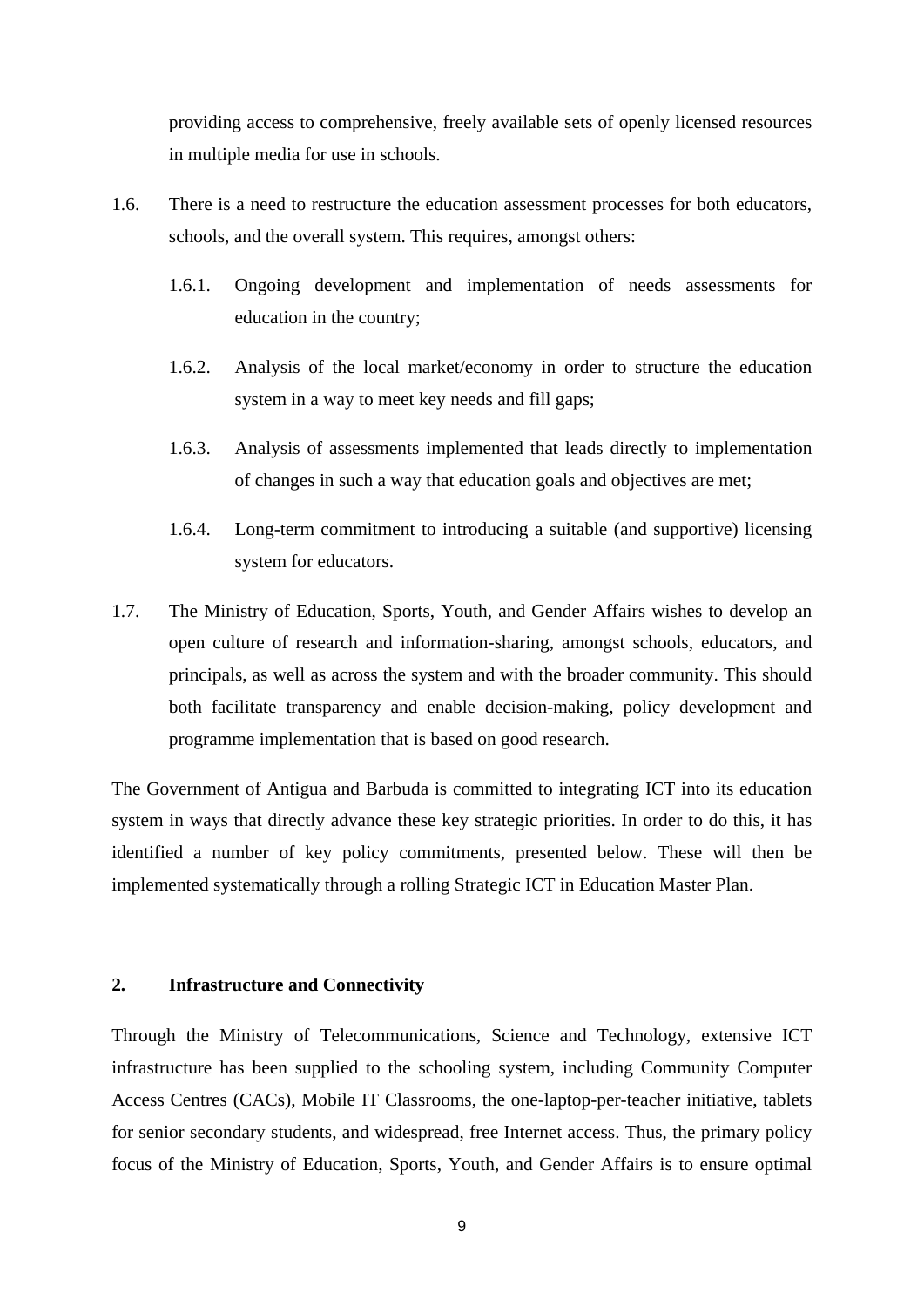providing access to comprehensive, freely available sets of openly licensed resources in multiple media for use in schools.

1.6. There is a need to restructure the education assessment processes for both educators, schools, and the overall system. This requires, amongst others:

   1.6.1. Ongoing development and implementation of needs assessments for education in the country;

   1.6.2. Analysis of the local market/economy in order to structure the education system in a way to meet key needs and fill gaps;

   1.6.3. Analysis of assessments implemented that leads directly to implementation of changes in such a way that education goals and objectives are met;

   1.6.4. Long-term commitment to introducing a suitable (and supportive) licensing system for educators.

1.7. The Ministry of Education, Sports, Youth, and Gender Affairs wishes to develop an open culture of research and information-sharing, amongst schools, educators, and principals, as well as across the system and with the broader community. This should both facilitate transparency and enable decision-making, policy development and programme implementation that is based on good research.

The Government of Antigua and Barbuda is committed to integrating ICT into its education system in ways that directly advance these key strategic priorities. In order to do this, it has identified a number of key policy commitments, presented below. These will then be implemented systematically through a rolling Strategic ICT in Education Master Plan.

## 2. Infrastructure and Connectivity

Through the Ministry of Telecommunications, Science and Technology, extensive ICT infrastructure has been supplied to the schooling system, including Community Computer Access Centres (CACs), Mobile IT Classrooms, the one-laptop-per-teacher initiative, tablets for senior secondary students, and widespread, free Internet access. Thus, the primary policy focus of the Ministry of Education, Sports, Youth, and Gender Affairs is to ensure optimal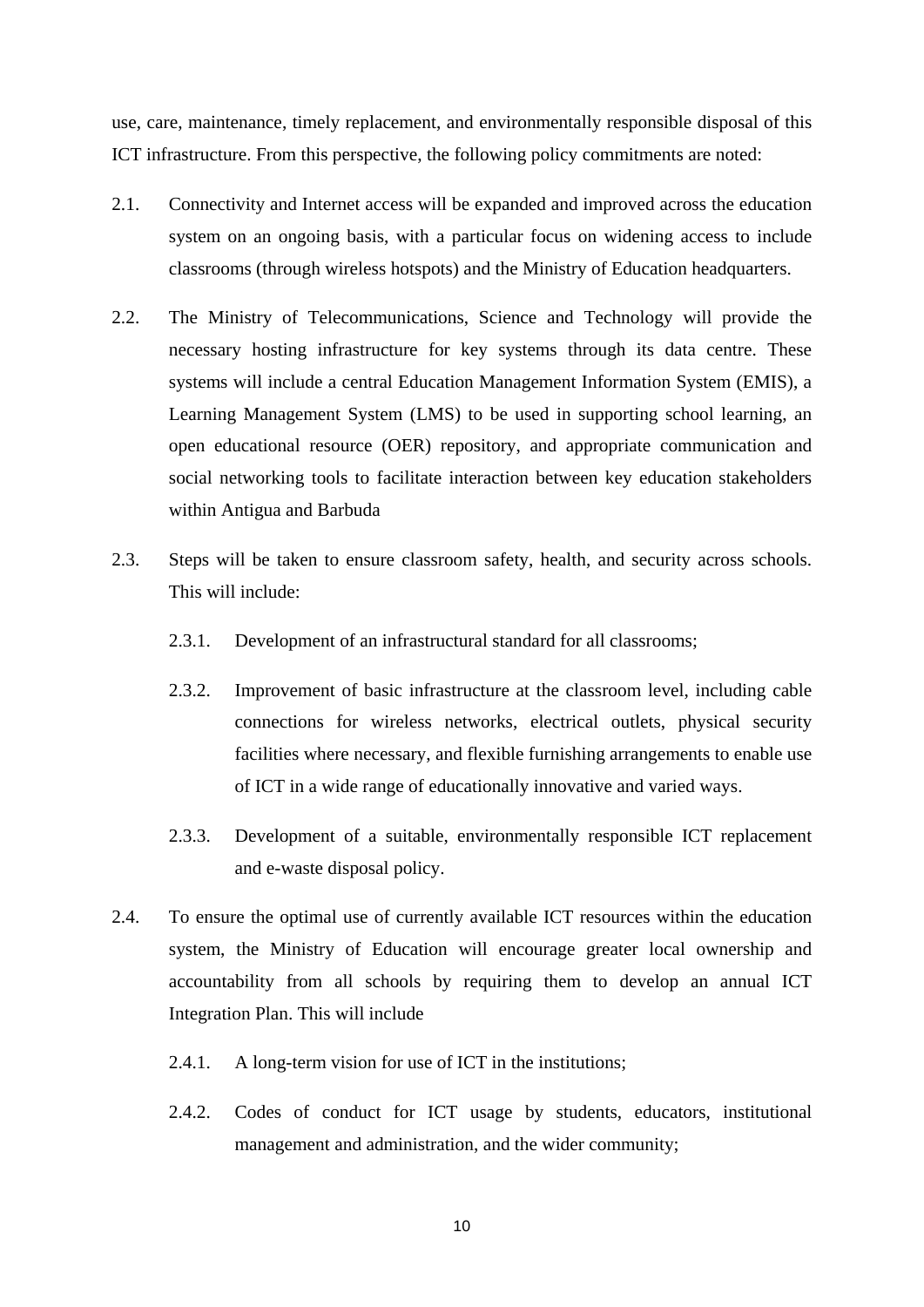use, care, maintenance, timely replacement, and environmentally responsible disposal of this ICT infrastructure. From this perspective, the following policy commitments are noted:

2.1. Connectivity and Internet access will be expanded and improved across the education system on an ongoing basis, with a particular focus on widening access to include classrooms (through wireless hotspots) and the Ministry of Education headquarters.

2.2. The Ministry of Telecommunications, Science and Technology will provide the necessary hosting infrastructure for key systems through its data centre. These systems will include a central Education Management Information System (EMIS), a Learning Management System (LMS) to be used in supporting school learning, an open educational resource (OER) repository, and appropriate communication and social networking tools to facilitate interaction between key education stakeholders within Antigua and Barbuda

2.3. Steps will be taken to ensure classroom safety, health, and security across schools. This will include:

2.3.1. Development of an infrastructural standard for all classrooms;

2.3.2. Improvement of basic infrastructure at the classroom level, including cable connections for wireless networks, electrical outlets, physical security facilities where necessary, and flexible furnishing arrangements to enable use of ICT in a wide range of educationally innovative and varied ways.

2.3.3. Development of a suitable, environmentally responsible ICT replacement and e-waste disposal policy.

2.4. To ensure the optimal use of currently available ICT resources within the education system, the Ministry of Education will encourage greater local ownership and accountability from all schools by requiring them to develop an annual ICT Integration Plan. This will include

2.4.1. A long-term vision for use of ICT in the institutions;

2.4.2. Codes of conduct for ICT usage by students, educators, institutional management and administration, and the wider community;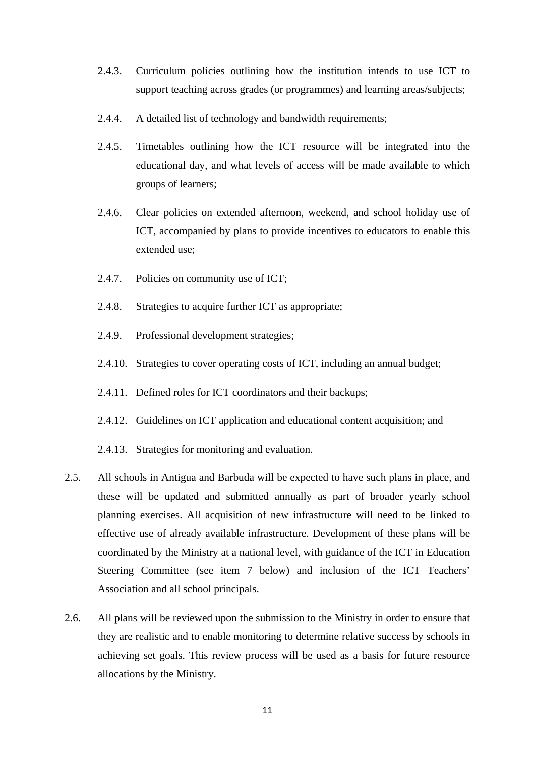2.4.3. Curriculum policies outlining how the institution intends to use ICT to support teaching across grades (or programmes) and learning areas/subjects;

2.4.4. A detailed list of technology and bandwidth requirements;

2.4.5. Timetables outlining how the ICT resource will be integrated into the educational day, and what levels of access will be made available to which groups of learners;

2.4.6. Clear policies on extended afternoon, weekend, and school holiday use of ICT, accompanied by plans to provide incentives to educators to enable this extended use;

2.4.7. Policies on community use of ICT;

2.4.8. Strategies to acquire further ICT as appropriate;

2.4.9. Professional development strategies;

2.4.10. Strategies to cover operating costs of ICT, including an annual budget;

2.4.11. Defined roles for ICT coordinators and their backups;

2.4.12. Guidelines on ICT application and educational content acquisition; and

2.4.13. Strategies for monitoring and evaluation.

2.5. All schools in Antigua and Barbuda will be expected to have such plans in place, and these will be updated and submitted annually as part of broader yearly school planning exercises. All acquisition of new infrastructure will need to be linked to effective use of already available infrastructure. Development of these plans will be coordinated by the Ministry at a national level, with guidance of the ICT in Education Steering Committee (see item 7 below) and inclusion of the ICT Teachers' Association and all school principals.

2.6. All plans will be reviewed upon the submission to the Ministry in order to ensure that they are realistic and to enable monitoring to determine relative success by schools in achieving set goals. This review process will be used as a basis for future resource allocations by the Ministry.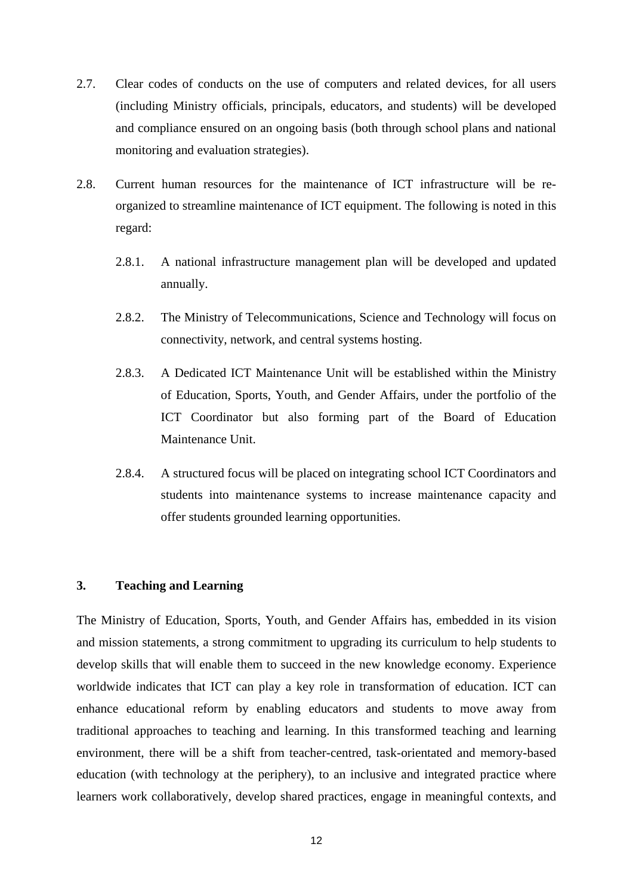2.7. Clear codes of conducts on the use of computers and related devices, for all users (including Ministry officials, principals, educators, and students) will be developed and compliance ensured on an ongoing basis (both through school plans and national monitoring and evaluation strategies).

2.8. Current human resources for the maintenance of ICT infrastructure will be re-organized to streamline maintenance of ICT equipment. The following is noted in this regard:

   2.8.1. A national infrastructure management plan will be developed and updated annually.

   2.8.2. The Ministry of Telecommunications, Science and Technology will focus on connectivity, network, and central systems hosting.

   2.8.3. A Dedicated ICT Maintenance Unit will be established within the Ministry of Education, Sports, Youth, and Gender Affairs, under the portfolio of the ICT Coordinator but also forming part of the Board of Education Maintenance Unit.

   2.8.4. A structured focus will be placed on integrating school ICT Coordinators and students into maintenance systems to increase maintenance capacity and offer students grounded learning opportunities.

## 3. Teaching and Learning

The Ministry of Education, Sports, Youth, and Gender Affairs has, embedded in its vision and mission statements, a strong commitment to upgrading its curriculum to help students to develop skills that will enable them to succeed in the new knowledge economy. Experience worldwide indicates that ICT can play a key role in transformation of education. ICT can enhance educational reform by enabling educators and students to move away from traditional approaches to teaching and learning. In this transformed teaching and learning environment, there will be a shift from teacher-centred, task-orientated and memory-based education (with technology at the periphery), to an inclusive and integrated practice where learners work collaboratively, develop shared practices, engage in meaningful contexts, and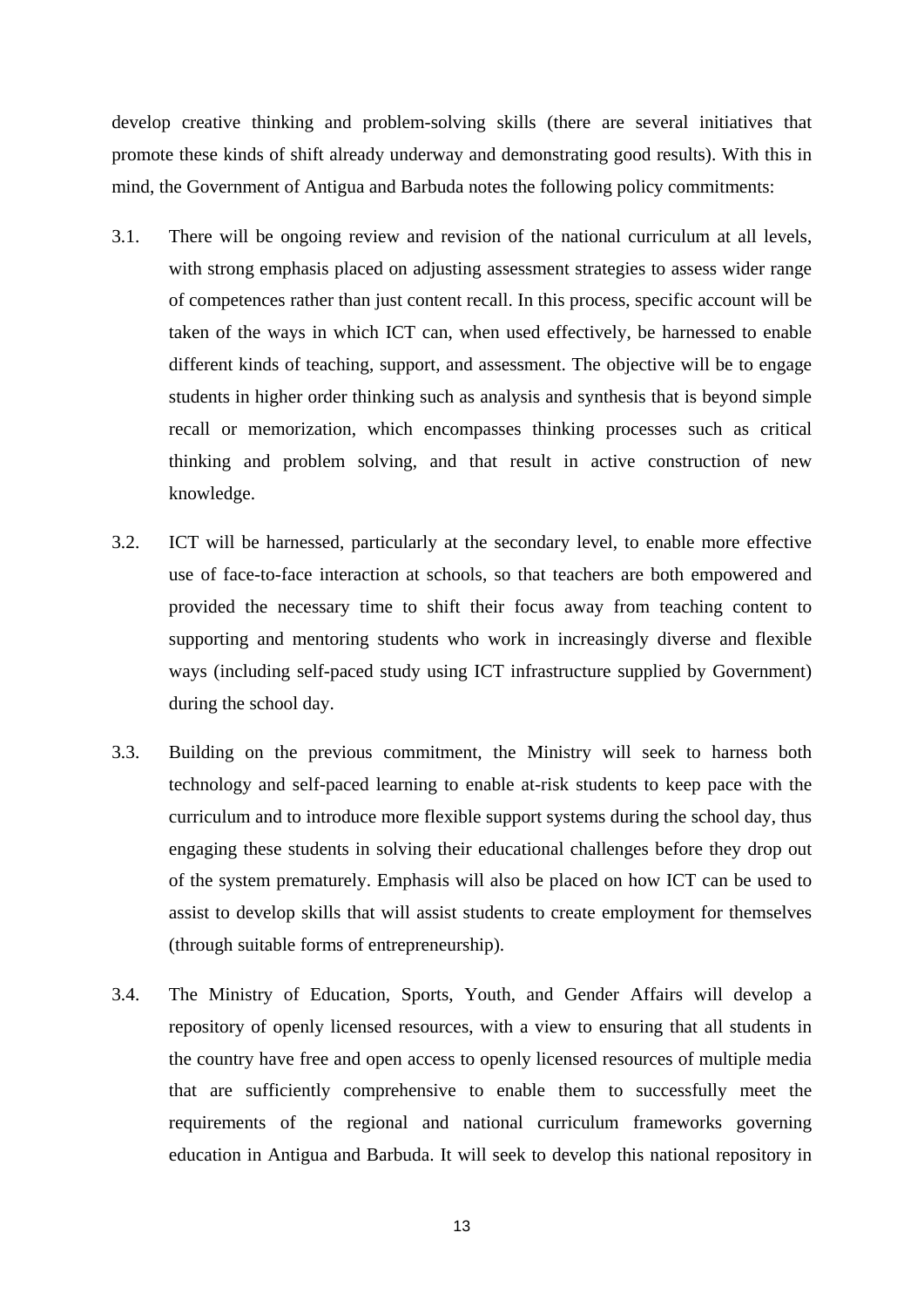develop creative thinking and problem-solving skills (there are several initiatives that promote these kinds of shift already underway and demonstrating good results). With this in mind, the Government of Antigua and Barbuda notes the following policy commitments:

3.1. There will be ongoing review and revision of the national curriculum at all levels, with strong emphasis placed on adjusting assessment strategies to assess wider range of competences rather than just content recall. In this process, specific account will be taken of the ways in which ICT can, when used effectively, be harnessed to enable different kinds of teaching, support, and assessment. The objective will be to engage students in higher order thinking such as analysis and synthesis that is beyond simple recall or memorization, which encompasses thinking processes such as critical thinking and problem solving, and that result in active construction of new knowledge.

3.2. ICT will be harnessed, particularly at the secondary level, to enable more effective use of face-to-face interaction at schools, so that teachers are both empowered and provided the necessary time to shift their focus away from teaching content to supporting and mentoring students who work in increasingly diverse and flexible ways (including self-paced study using ICT infrastructure supplied by Government) during the school day.

3.3. Building on the previous commitment, the Ministry will seek to harness both technology and self-paced learning to enable at-risk students to keep pace with the curriculum and to introduce more flexible support systems during the school day, thus engaging these students in solving their educational challenges before they drop out of the system prematurely. Emphasis will also be placed on how ICT can be used to assist to develop skills that will assist students to create employment for themselves (through suitable forms of entrepreneurship).

3.4. The Ministry of Education, Sports, Youth, and Gender Affairs will develop a repository of openly licensed resources, with a view to ensuring that all students in the country have free and open access to openly licensed resources of multiple media that are sufficiently comprehensive to enable them to successfully meet the requirements of the regional and national curriculum frameworks governing education in Antigua and Barbuda. It will seek to develop this national repository in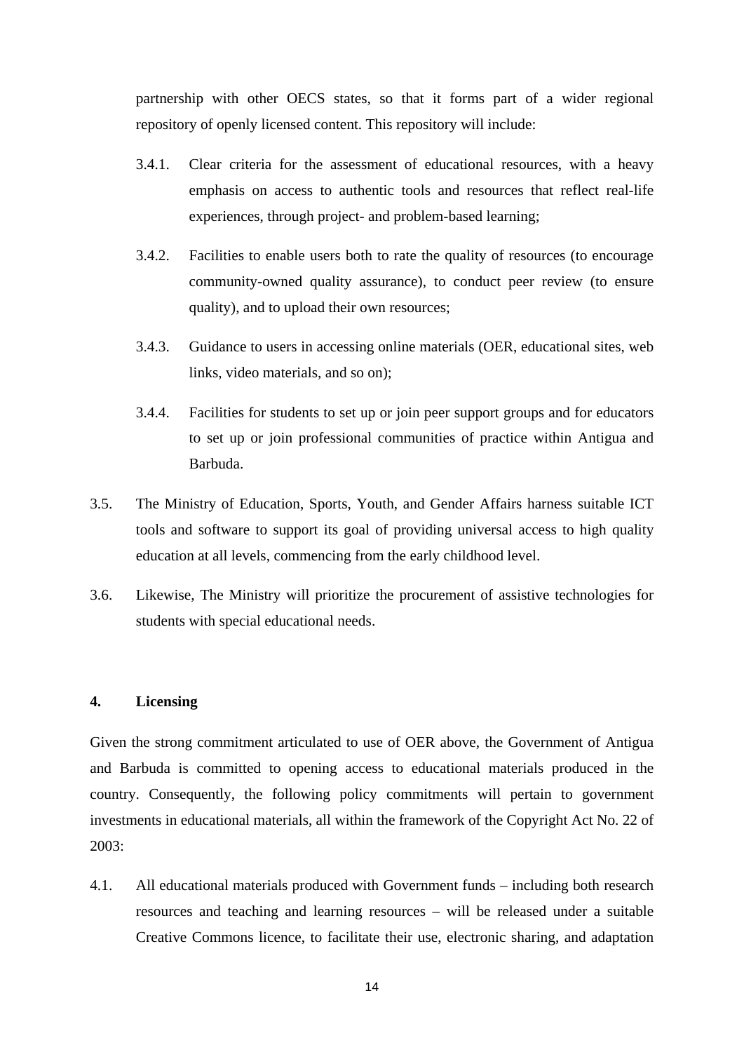partnership with other OECS states, so that it forms part of a wider regional repository of openly licensed content. This repository will include:

3.4.1. Clear criteria for the assessment of educational resources, with a heavy emphasis on access to authentic tools and resources that reflect real-life experiences, through project- and problem-based learning;

3.4.2. Facilities to enable users both to rate the quality of resources (to encourage community-owned quality assurance), to conduct peer review (to ensure quality), and to upload their own resources;

3.4.3. Guidance to users in accessing online materials (OER, educational sites, web links, video materials, and so on);

3.4.4. Facilities for students to set up or join peer support groups and for educators to set up or join professional communities of practice within Antigua and Barbuda.

3.5. The Ministry of Education, Sports, Youth, and Gender Affairs harness suitable ICT tools and software to support its goal of providing universal access to high quality education at all levels, commencing from the early childhood level.

3.6. Likewise, The Ministry will prioritize the procurement of assistive technologies for students with special educational needs.

## 4. Licensing

Given the strong commitment articulated to use of OER above, the Government of Antigua and Barbuda is committed to opening access to educational materials produced in the country. Consequently, the following policy commitments will pertain to government investments in educational materials, all within the framework of the Copyright Act No. 22 of 2003:

4.1. All educational materials produced with Government funds – including both research resources and teaching and learning resources – will be released under a suitable Creative Commons licence, to facilitate their use, electronic sharing, and adaptation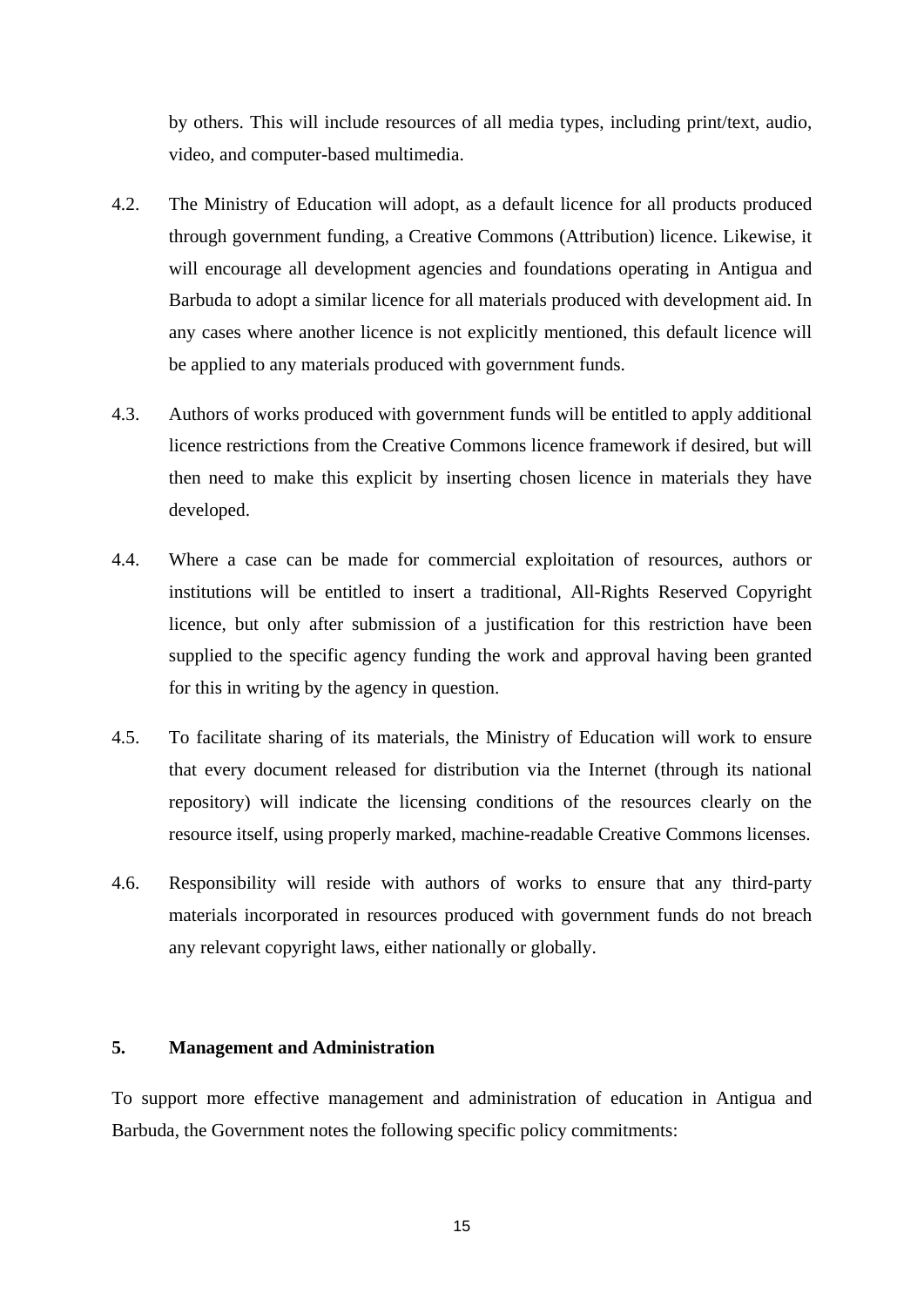by others. This will include resources of all media types, including print/text, audio, video, and computer-based multimedia.

4.2. The Ministry of Education will adopt, as a default licence for all products produced through government funding, a Creative Commons (Attribution) licence. Likewise, it will encourage all development agencies and foundations operating in Antigua and Barbuda to adopt a similar licence for all materials produced with development aid. In any cases where another licence is not explicitly mentioned, this default licence will be applied to any materials produced with government funds.

4.3. Authors of works produced with government funds will be entitled to apply additional licence restrictions from the Creative Commons licence framework if desired, but will then need to make this explicit by inserting chosen licence in materials they have developed.

4.4. Where a case can be made for commercial exploitation of resources, authors or institutions will be entitled to insert a traditional, All-Rights Reserved Copyright licence, but only after submission of a justification for this restriction have been supplied to the specific agency funding the work and approval having been granted for this in writing by the agency in question.

4.5. To facilitate sharing of its materials, the Ministry of Education will work to ensure that every document released for distribution via the Internet (through its national repository) will indicate the licensing conditions of the resources clearly on the resource itself, using properly marked, machine-readable Creative Commons licenses.

4.6. Responsibility will reside with authors of works to ensure that any third-party materials incorporated in resources produced with government funds do not breach any relevant copyright laws, either nationally or globally.

## 5. Management and Administration

To support more effective management and administration of education in Antigua and Barbuda, the Government notes the following specific policy commitments: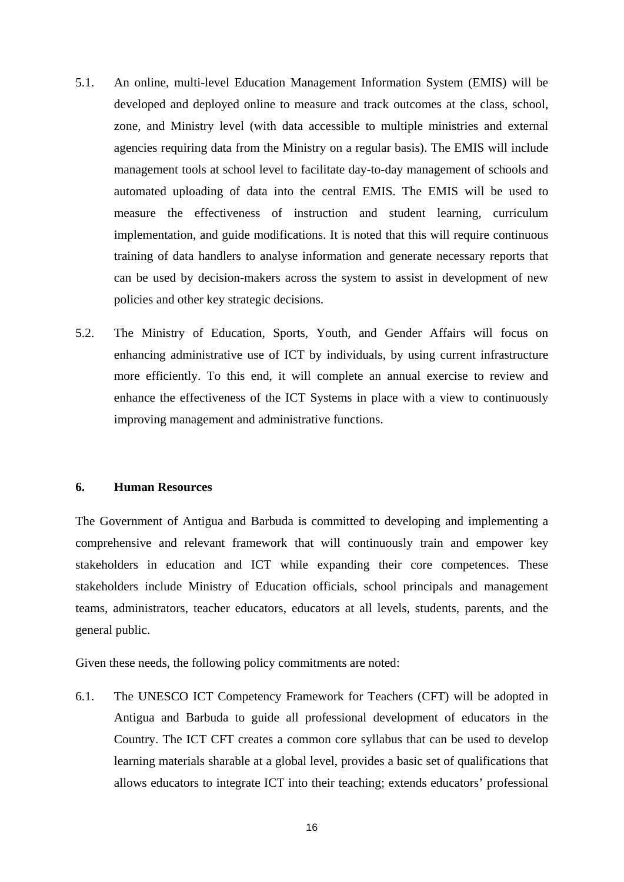5.1. An online, multi-level Education Management Information System (EMIS) will be developed and deployed online to measure and track outcomes at the class, school, zone, and Ministry level (with data accessible to multiple ministries and external agencies requiring data from the Ministry on a regular basis). The EMIS will include management tools at school level to facilitate day-to-day management of schools and automated uploading of data into the central EMIS. The EMIS will be used to measure the effectiveness of instruction and student learning, curriculum implementation, and guide modifications. It is noted that this will require continuous training of data handlers to analyse information and generate necessary reports that can be used by decision-makers across the system to assist in development of new policies and other key strategic decisions.

5.2. The Ministry of Education, Sports, Youth, and Gender Affairs will focus on enhancing administrative use of ICT by individuals, by using current infrastructure more efficiently. To this end, it will complete an annual exercise to review and enhance the effectiveness of the ICT Systems in place with a view to continuously improving management and administrative functions.

## 6. Human Resources

The Government of Antigua and Barbuda is committed to developing and implementing a comprehensive and relevant framework that will continuously train and empower key stakeholders in education and ICT while expanding their core competences. These stakeholders include Ministry of Education officials, school principals and management teams, administrators, teacher educators, educators at all levels, students, parents, and the general public.

Given these needs, the following policy commitments are noted:

6.1. The UNESCO ICT Competency Framework for Teachers (CFT) will be adopted in Antigua and Barbuda to guide all professional development of educators in the Country. The ICT CFT creates a common core syllabus that can be used to develop learning materials sharable at a global level, provides a basic set of qualifications that allows educators to integrate ICT into their teaching; extends educators' professional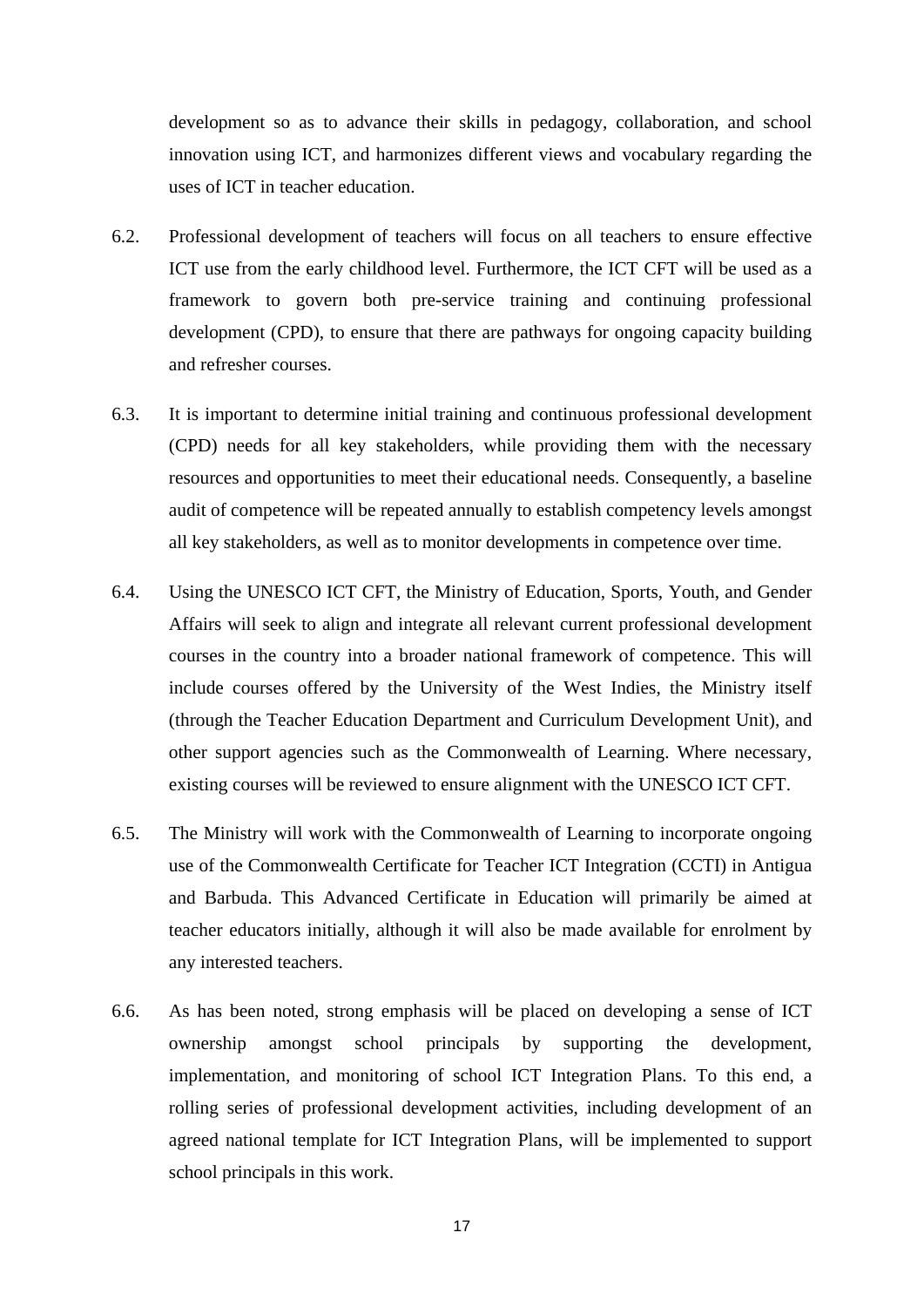development so as to advance their skills in pedagogy, collaboration, and school innovation using ICT, and harmonizes different views and vocabulary regarding the uses of ICT in teacher education.

6.2. Professional development of teachers will focus on all teachers to ensure effective ICT use from the early childhood level. Furthermore, the ICT CFT will be used as a framework to govern both pre-service training and continuing professional development (CPD), to ensure that there are pathways for ongoing capacity building and refresher courses.

6.3. It is important to determine initial training and continuous professional development (CPD) needs for all key stakeholders, while providing them with the necessary resources and opportunities to meet their educational needs. Consequently, a baseline audit of competence will be repeated annually to establish competency levels amongst all key stakeholders, as well as to monitor developments in competence over time.

6.4. Using the UNESCO ICT CFT, the Ministry of Education, Sports, Youth, and Gender Affairs will seek to align and integrate all relevant current professional development courses in the country into a broader national framework of competence. This will include courses offered by the University of the West Indies, the Ministry itself (through the Teacher Education Department and Curriculum Development Unit), and other support agencies such as the Commonwealth of Learning. Where necessary, existing courses will be reviewed to ensure alignment with the UNESCO ICT CFT.

6.5. The Ministry will work with the Commonwealth of Learning to incorporate ongoing use of the Commonwealth Certificate for Teacher ICT Integration (CCTI) in Antigua and Barbuda. This Advanced Certificate in Education will primarily be aimed at teacher educators initially, although it will also be made available for enrolment by any interested teachers.

6.6. As has been noted, strong emphasis will be placed on developing a sense of ICT ownership amongst school principals by supporting the development, implementation, and monitoring of school ICT Integration Plans. To this end, a rolling series of professional development activities, including development of an agreed national template for ICT Integration Plans, will be implemented to support school principals in this work.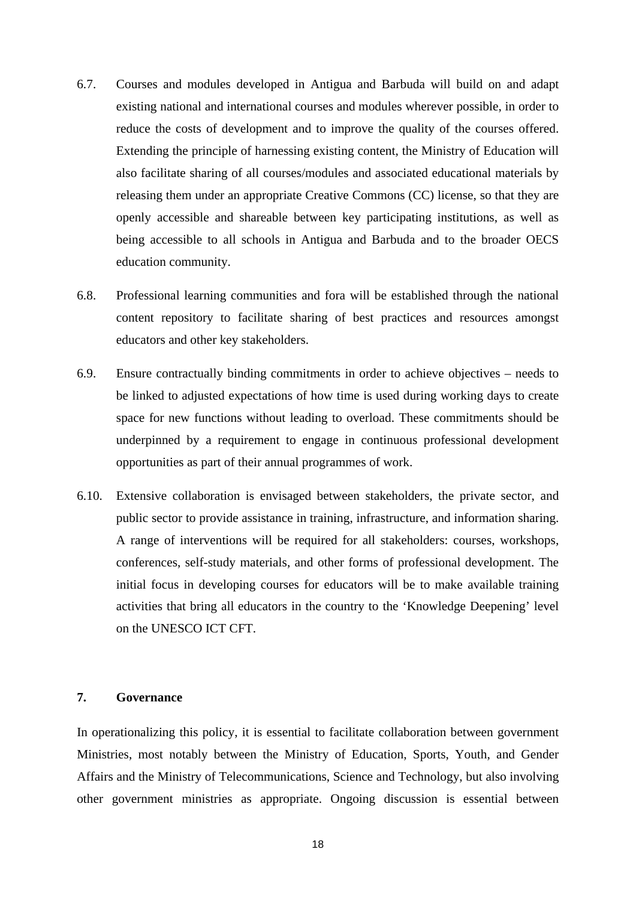6.7. Courses and modules developed in Antigua and Barbuda will build on and adapt existing national and international courses and modules wherever possible, in order to reduce the costs of development and to improve the quality of the courses offered. Extending the principle of harnessing existing content, the Ministry of Education will also facilitate sharing of all courses/modules and associated educational materials by releasing them under an appropriate Creative Commons (CC) license, so that they are openly accessible and shareable between key participating institutions, as well as being accessible to all schools in Antigua and Barbuda and to the broader OECS education community.

6.8. Professional learning communities and fora will be established through the national content repository to facilitate sharing of best practices and resources amongst educators and other key stakeholders.

6.9. Ensure contractually binding commitments in order to achieve objectives – needs to be linked to adjusted expectations of how time is used during working days to create space for new functions without leading to overload. These commitments should be underpinned by a requirement to engage in continuous professional development opportunities as part of their annual programmes of work.

6.10. Extensive collaboration is envisaged between stakeholders, the private sector, and public sector to provide assistance in training, infrastructure, and information sharing. A range of interventions will be required for all stakeholders: courses, workshops, conferences, self-study materials, and other forms of professional development. The initial focus in developing courses for educators will be to make available training activities that bring all educators in the country to the 'Knowledge Deepening' level on the UNESCO ICT CFT.

## 7. Governance

In operationalizing this policy, it is essential to facilitate collaboration between government Ministries, most notably between the Ministry of Education, Sports, Youth, and Gender Affairs and the Ministry of Telecommunications, Science and Technology, but also involving other government ministries as appropriate. Ongoing discussion is essential between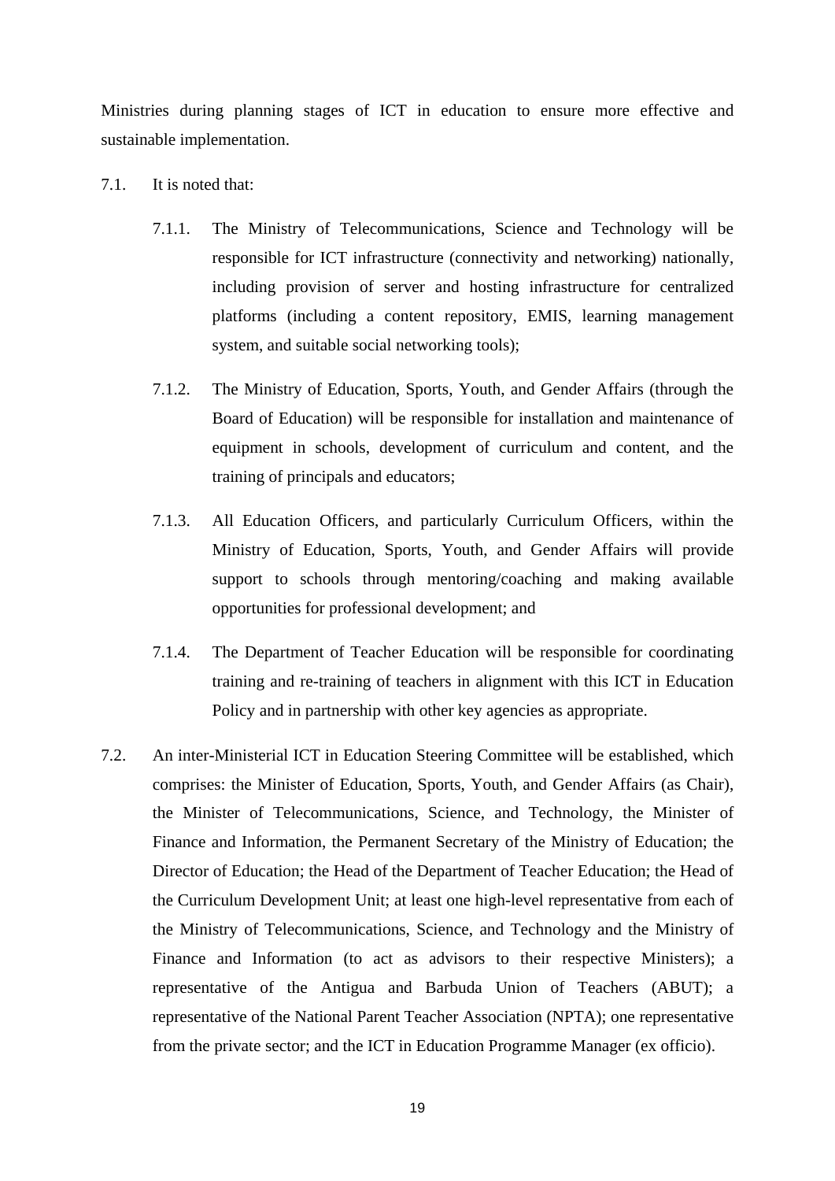Ministries during planning stages of ICT in education to ensure more effective and sustainable implementation.

7.1. It is noted that:

7.1.1. The Ministry of Telecommunications, Science and Technology will be responsible for ICT infrastructure (connectivity and networking) nationally, including provision of server and hosting infrastructure for centralized platforms (including a content repository, EMIS, learning management system, and suitable social networking tools);

7.1.2. The Ministry of Education, Sports, Youth, and Gender Affairs (through the Board of Education) will be responsible for installation and maintenance of equipment in schools, development of curriculum and content, and the training of principals and educators;

7.1.3. All Education Officers, and particularly Curriculum Officers, within the Ministry of Education, Sports, Youth, and Gender Affairs will provide support to schools through mentoring/coaching and making available opportunities for professional development; and

7.1.4. The Department of Teacher Education will be responsible for coordinating training and re-training of teachers in alignment with this ICT in Education Policy and in partnership with other key agencies as appropriate.

7.2. An inter-Ministerial ICT in Education Steering Committee will be established, which comprises: the Minister of Education, Sports, Youth, and Gender Affairs (as Chair), the Minister of Telecommunications, Science, and Technology, the Minister of Finance and Information, the Permanent Secretary of the Ministry of Education; the Director of Education; the Head of the Department of Teacher Education; the Head of the Curriculum Development Unit; at least one high-level representative from each of the Ministry of Telecommunications, Science, and Technology and the Ministry of Finance and Information (to act as advisors to their respective Ministers); a representative of the Antigua and Barbuda Union of Teachers (ABUT); a representative of the National Parent Teacher Association (NPTA); one representative from the private sector; and the ICT in Education Programme Manager (ex officio).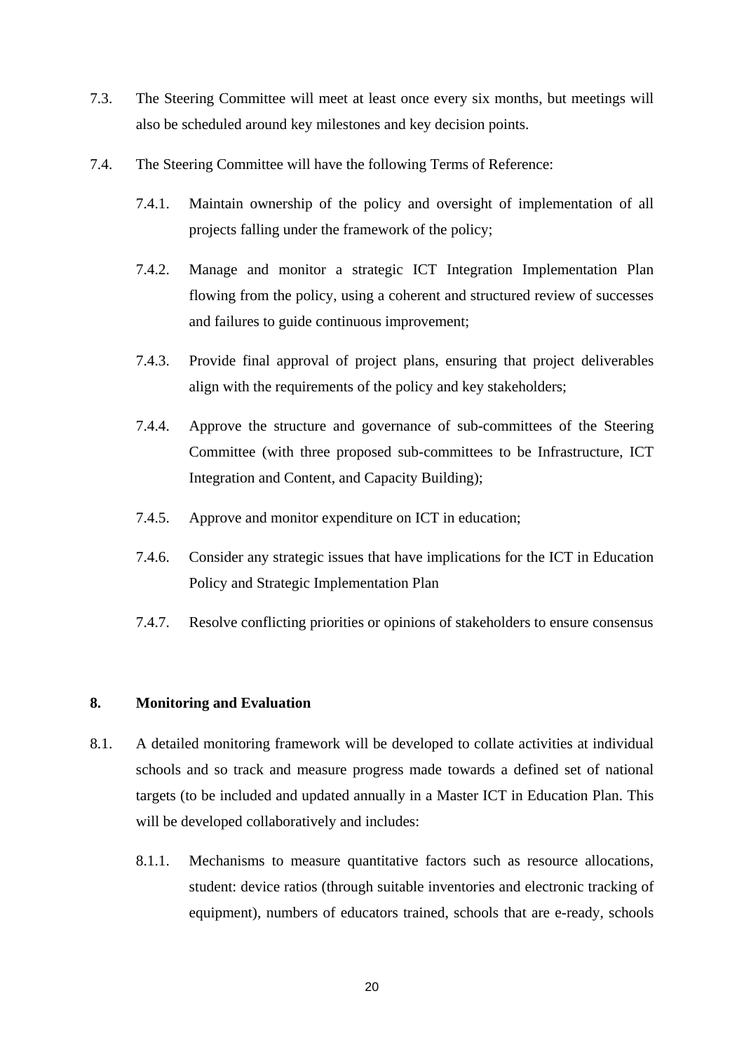7.3. The Steering Committee will meet at least once every six months, but meetings will also be scheduled around key milestones and key decision points.

7.4. The Steering Committee will have the following Terms of Reference:

- 7.4.1. Maintain ownership of the policy and oversight of implementation of all projects falling under the framework of the policy;
- 7.4.2. Manage and monitor a strategic ICT Integration Implementation Plan flowing from the policy, using a coherent and structured review of successes and failures to guide continuous improvement;
- 7.4.3. Provide final approval of project plans, ensuring that project deliverables align with the requirements of the policy and key stakeholders;
- 7.4.4. Approve the structure and governance of sub-committees of the Steering Committee (with three proposed sub-committees to be Infrastructure, ICT Integration and Content, and Capacity Building);
- 7.4.5. Approve and monitor expenditure on ICT in education;
- 7.4.6. Consider any strategic issues that have implications for the ICT in Education Policy and Strategic Implementation Plan
- 7.4.7. Resolve conflicting priorities or opinions of stakeholders to ensure consensus

## 8. Monitoring and Evaluation

8.1. A detailed monitoring framework will be developed to collate activities at individual schools and so track and measure progress made towards a defined set of national targets (to be included and updated annually in a Master ICT in Education Plan. This will be developed collaboratively and includes:

- 8.1.1. Mechanisms to measure quantitative factors such as resource allocations, student: device ratios (through suitable inventories and electronic tracking of equipment), numbers of educators trained, schools that are e-ready, schools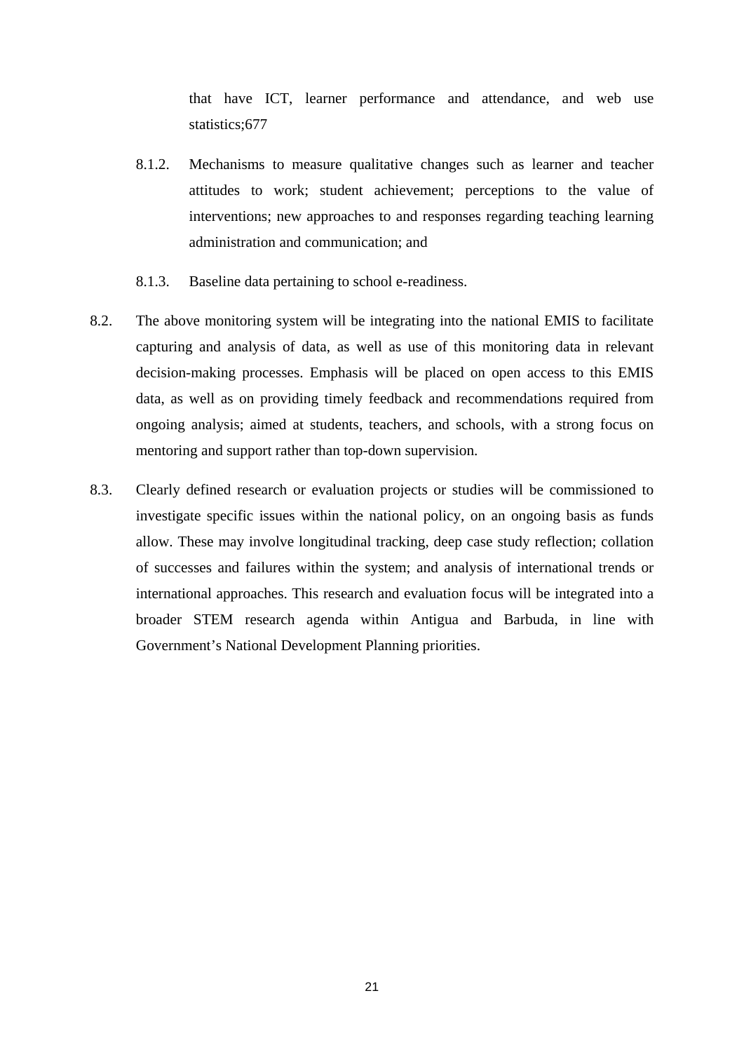that have ICT, learner performance and attendance, and web use statistics;677

8.1.2. Mechanisms to measure qualitative changes such as learner and teacher attitudes to work; student achievement; perceptions to the value of interventions; new approaches to and responses regarding teaching learning administration and communication; and

8.1.3. Baseline data pertaining to school e-readiness.

8.2. The above monitoring system will be integrating into the national EMIS to facilitate capturing and analysis of data, as well as use of this monitoring data in relevant decision-making processes. Emphasis will be placed on open access to this EMIS data, as well as on providing timely feedback and recommendations required from ongoing analysis; aimed at students, teachers, and schools, with a strong focus on mentoring and support rather than top-down supervision.

8.3. Clearly defined research or evaluation projects or studies will be commissioned to investigate specific issues within the national policy, on an ongoing basis as funds allow. These may involve longitudinal tracking, deep case study reflection; collation of successes and failures within the system; and analysis of international trends or international approaches. This research and evaluation focus will be integrated into a broader STEM research agenda within Antigua and Barbuda, in line with Government's National Development Planning priorities.